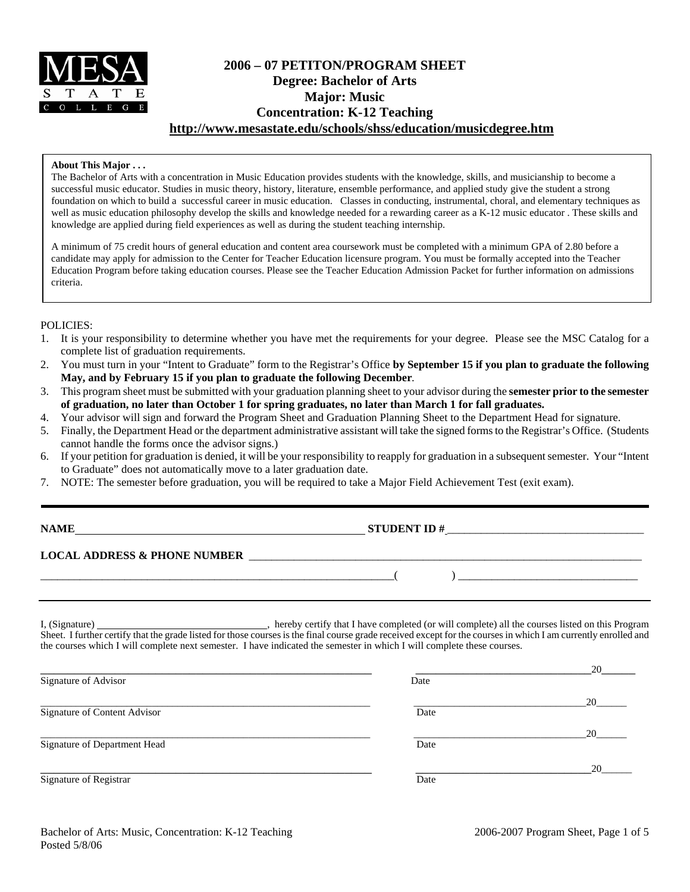MESA STATE COLLEGE

# 2006 – 07 PETITON/PROGRAM SHEET
## Degree: Bachelor of Arts
## Major: Music
## Concentration: K-12 Teaching
**http://www.mesastate.edu/schools/shss/education/musicdegree.htm**

**About This Major . . .**

The Bachelor of Arts with a concentration in Music Education provides students with the knowledge, skills, and musicianship to become a successful music educator. Studies in music theory, history, literature, ensemble performance, and applied study give the student a strong foundation on which to build a successful career in music education. Classes in conducting, instrumental, choral, and elementary techniques as well as music education philosophy develop the skills and knowledge needed for a rewarding career as a K-12 music educator . These skills and knowledge are applied during field experiences as well as during the student teaching internship.

A minimum of 75 credit hours of general education and content area coursework must be completed with a minimum GPA of 2.80 before a candidate may apply for admission to the Center for Teacher Education licensure program. You must be formally accepted into the Teacher Education Program before taking education courses. Please see the Teacher Education Admission Packet for further information on admissions criteria.

POLICIES:

1. It is your responsibility to determine whether you have met the requirements for your degree. Please see the MSC Catalog for a complete list of graduation requirements.
2. You must turn in your "Intent to Graduate" form to the Registrar's Office **by September 15 if you plan to graduate the following May, and by February 15 if you plan to graduate the following December**.
3. This program sheet must be submitted with your graduation planning sheet to your advisor during the **semester prior to the semester of graduation, no later than October 1 for spring graduates, no later than March 1 for fall graduates.**
4. Your advisor will sign and forward the Program Sheet and Graduation Planning Sheet to the Department Head for signature.
5. Finally, the Department Head or the department administrative assistant will take the signed forms to the Registrar's Office. (Students cannot handle the forms once the advisor signs.)
6. If your petition for graduation is denied, it will be your responsibility to reapply for graduation in a subsequent semester. Your "Intent to Graduate" does not automatically move to a later graduation date.
7. NOTE: The semester before graduation, you will be required to take a Major Field Achievement Test (exit exam).

---

**NAME** ______________________________ **STUDENT ID #** ______________________________

**LOCAL ADDRESS & PHONE NUMBER** ______________________________

______________________________ (      ) ______________________________

---

I, (Signature) ______________________________, hereby certify that I have completed (or will complete) all the courses listed on this Program Sheet. I further certify that the grade listed for those courses is the final course grade received except for the courses in which I am currently enrolled and the courses which I will complete next semester. I have indicated the semester in which I will complete these courses.

______________________________ ______________________________20______
Signature of Advisor Date

______________________________ ______________________________20______
Signature of Content Advisor Date

______________________________ ______________________________20______
Signature of Department Head Date

______________________________ ______________________________20______
Signature of Registrar Date

Posted 5/8/06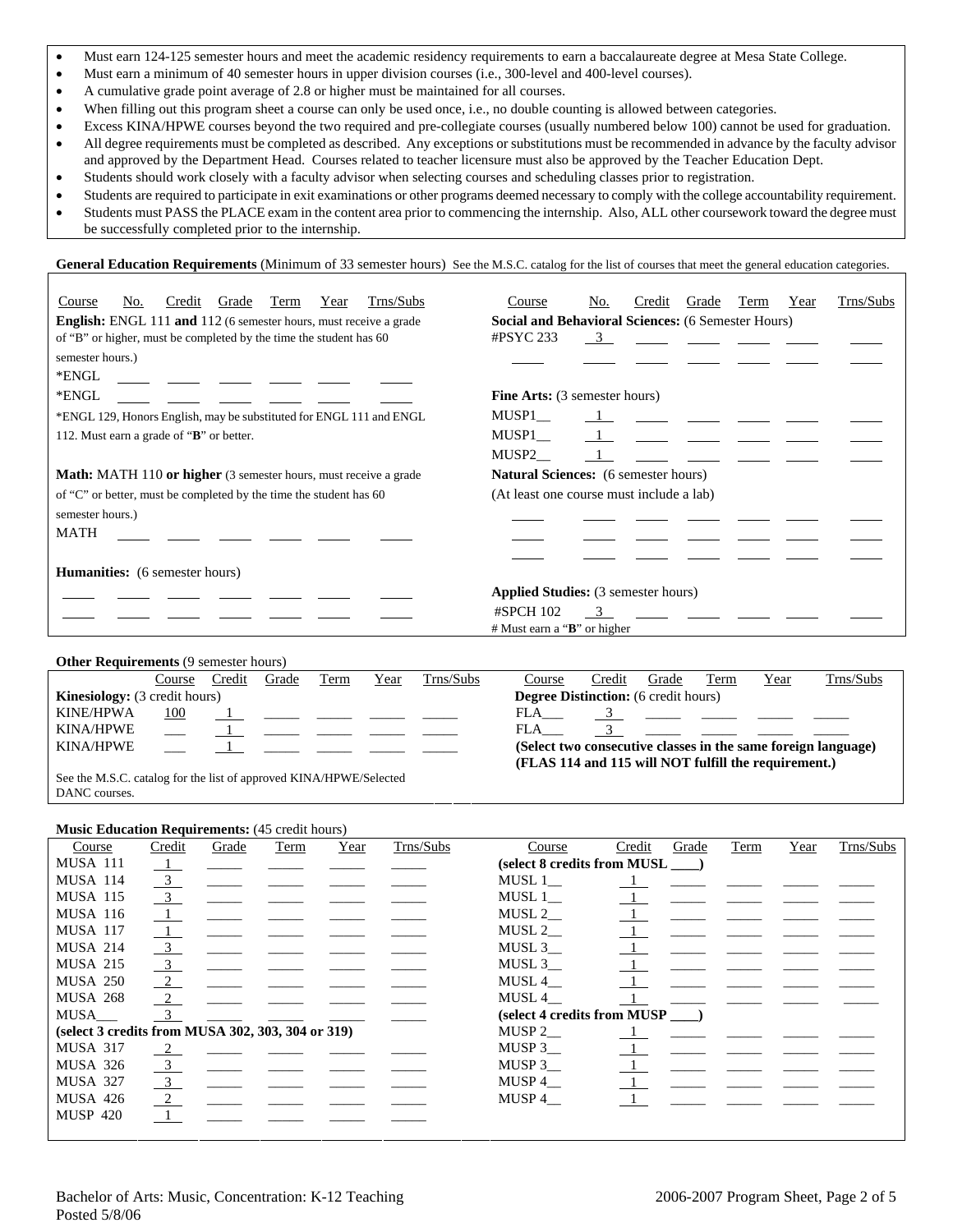- Must earn 124-125 semester hours and meet the academic residency requirements to earn a baccalaureate degree at Mesa State College.
- Must earn a minimum of 40 semester hours in upper division courses (i.e., 300-level and 400-level courses).
- A cumulative grade point average of 2.8 or higher must be maintained for all courses.
- When filling out this program sheet a course can only be used once, i.e., no double counting is allowed between categories.
- Excess KINA/HPWE courses beyond the two required and pre-collegiate courses (usually numbered below 100) cannot be used for graduation.
- All degree requirements must be completed as described. Any exceptions or substitutions must be recommended in advance by the faculty advisor and approved by the Department Head. Courses related to teacher licensure must also be approved by the Teacher Education Dept.
- Students should work closely with a faculty advisor when selecting courses and scheduling classes prior to registration.
- Students are required to participate in exit examinations or other programs deemed necessary to comply with the college accountability requirement.
- Students must PASS the PLACE exam in the content area prior to commencing the internship. Also, ALL other coursework toward the degree must be successfully completed prior to the internship.

**General Education Requirements** (Minimum of 33 semester hours) See the M.S.C. catalog for the list of courses that meet the general education categories.

| Course | No. | Credit | Grade | Term | Year | Trns/Subs |
|---|---|---|---|---|---|---|
| **English:** ENGL 111 **and** 112 (6 semester hours, must receive a grade of "B" or higher, must be completed by the time the student has 60 semester hours.) | | | | | | |
| *ENGL | | | | | | |
| *ENGL | | | | | | |
| *ENGL 129, Honors English, may be substituted for ENGL 111 and ENGL 112. Must earn a grade of "**B**" or better. | | | | | | |
| **Math:** MATH 110 **or higher** (3 semester hours, must receive a grade of "C" or better, must be completed by the time the student has 60 semester hours.) | | | | | | |
| MATH | | | | | | |
| **Humanities:** (6 semester hours) | | | | | | |
| | | | | | | |
| | | | | | | |
| **Social and Behavioral Sciences:** (6 Semester Hours) | | | | | | |
| #PSYC 233 | | 3 | | | | |
| | | | | | | |
| **Fine Arts:** (3 semester hours) | | | | | | |
| MUSP1__ | | 1 | | | | |
| MUSP1__ | | 1 | | | | |
| MUSP2__ | | 1 | | | | |
| **Natural Sciences:** (6 semester hours) (At least one course must include a lab) | | | | | | |
| | | | | | | |
| | | | | | | |
| | | | | | | |
| **Applied Studies:** (3 semester hours) | | | | | | |
| #SPCH 102 | | 3 | | | | |
| # Must earn a "**B**" or higher | | | | | | |

**Other Requirements** (9 semester hours)

| | Course | Credit | Grade | Term | Year | Trns/Subs |
|---|---|---|---|---|---|---|
| **Kinesiology:** (3 credit hours) | | | | | | |
| KINE/HPWA | 100 | 1 | | | | |
| KINA/HPWE | | 1 | | | | |
| KINA/HPWE | | 1 | | | | |

See the M.S.C. catalog for the list of approved KINA/HPWE/Selected DANC courses.

| Course | Credit | Grade | Term | Year | Trns/Subs |
|---|---|---|---|---|---|
| **Degree Distinction:** (6 credit hours) | | | | | |
| FLA___ | 3 | | | | |
| FLA___ | 3 | | | | |

**(Select two consecutive classes in the same foreign language) (FLAS 114 and 115 will NOT fulfill the requirement.)**

**Music Education Requirements:** (45 credit hours)

| Course | Credit | Grade | Term | Year | Trns/Subs |
|---|---|---|---|---|---|
| MUSA 111 | 1 | | | | |
| MUSA 114 | 3 | | | | |
| MUSA 115 | 3 | | | | |
| MUSA 116 | 1 | | | | |
| MUSA 117 | 1 | | | | |
| MUSA 214 | 3 | | | | |
| MUSA 215 | 3 | | | | |
| MUSA 250 | 2 | | | | |
| MUSA 268 | 2 | | | | |
| MUSA___ | 3 | | | | |
| **(select 3 credits from MUSA 302, 303, 304 or 319)** | | | | | |
| MUSA 317 | 2 | | | | |
| MUSA 326 | 3 | | | | |
| MUSA 327 | 3 | | | | |
| MUSA 426 | 2 | | | | |
| MUSP 420 | 1 | | | | |
| **(select 8 credits from MUSL ____)** | | | | | |
| MUSL 1__ | 1 | | | | |
| MUSL 1__ | 1 | | | | |
| MUSL 2__ | 1 | | | | |
| MUSL 2__ | 1 | | | | |
| MUSL 3__ | 1 | | | | |
| MUSL 3__ | 1 | | | | |
| MUSL 4__ | 1 | | | | |
| MUSL 4__ | 1 | | | | |
| **(select 4 credits from MUSP ____)** | | | | | |
| MUSP 2__ | 1 | | | | |
| MUSP 3__ | 1 | | | | |
| MUSP 3__ | 1 | | | | |
| MUSP 4__ | 1 | | | | |
| MUSP 4__ | 1 | | | | |

Bachelor of Arts: Music, Concentration: K-12 Teaching
Posted 5/8/06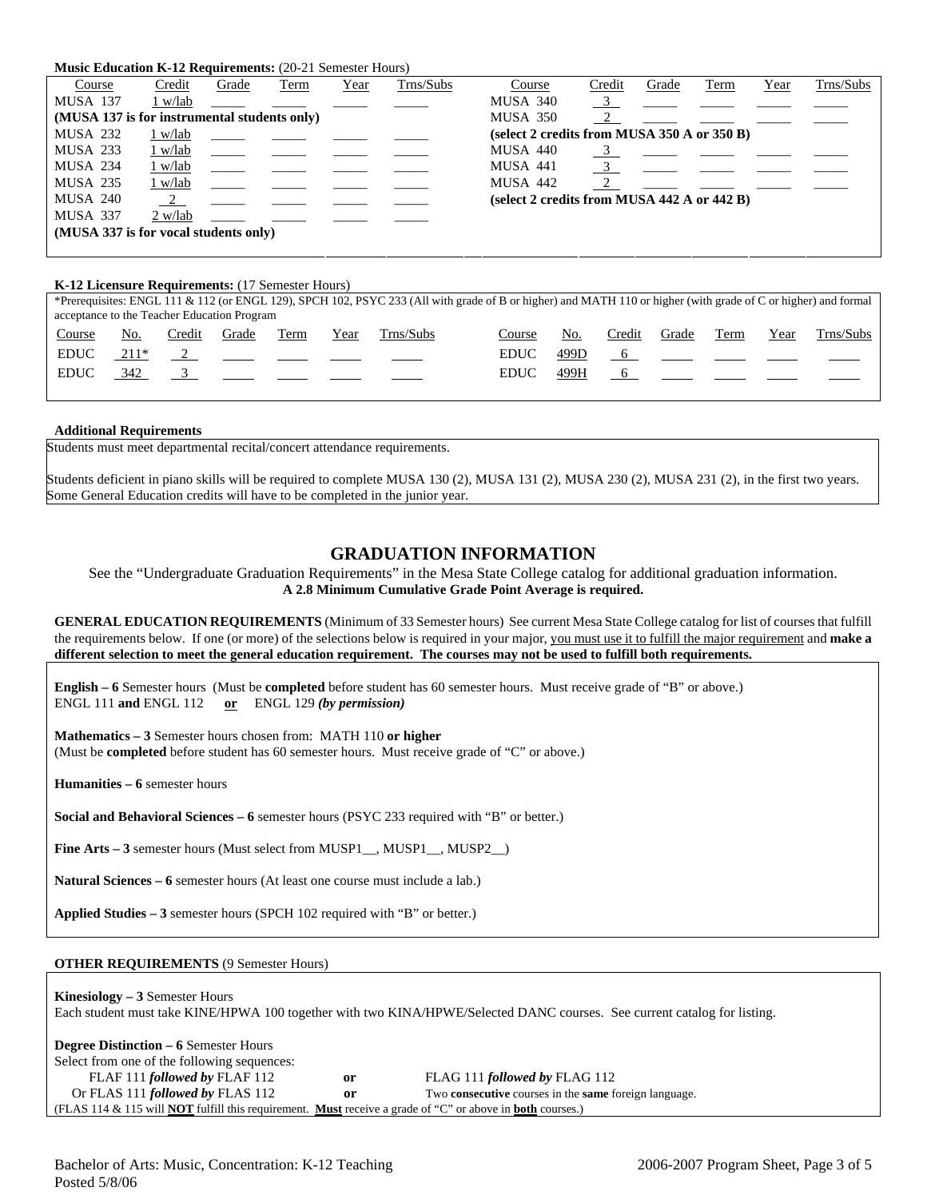**Music Education K-12 Requirements:** (20-21 Semester Hours)

| Course | Credit | Grade | Term | Year | Trns/Subs | Course | Credit | Grade | Term | Year | Trns/Subs |
|---|---|---|---|---|---|---|---|---|---|---|---|
| MUSA 137 | 1 w/lab | _____ | _____ | _____ | _____ | MUSA 340 | 3 | _____ | _____ | _____ | _____ |
| **(MUSA 137 is for instrumental students only)** | | | | | | MUSA 350 | 2 | _____ | _____ | _____ | _____ |
| MUSA 232 | 1 w/lab | _____ | _____ | _____ | _____ | **(select 2 credits from MUSA 350 A or 350 B)** | | | | | |
| MUSA 233 | 1 w/lab | _____ | _____ | _____ | _____ | MUSA 440 | 3 | _____ | _____ | _____ | _____ |
| MUSA 234 | 1 w/lab | _____ | _____ | _____ | _____ | MUSA 441 | 3 | _____ | _____ | _____ | _____ |
| MUSA 235 | 1 w/lab | _____ | _____ | _____ | _____ | MUSA 442 | 2 | _____ | _____ | _____ | _____ |
| MUSA 240 | 2 | _____ | _____ | _____ | _____ | **(select 2 credits from MUSA 442 A or 442 B)** | | | | | |
| MUSA 337 | 2 w/lab | _____ | _____ | _____ | _____ | | | | | | |
| **(MUSA 337 is for vocal students only)** | | | | | | | | | | | |

**K-12 Licensure Requirements:** (17 Semester Hours)

*Prerequisites: ENGL 111 & 112 (or ENGL 129), SPCH 102, PSYC 233 (All with grade of B or higher) and MATH 110 or higher (with grade of C or higher) and formal acceptance to the Teacher Education Program

| Course | No. | Credit | Grade | Term | Year | Trns/Subs | Course | No. | Credit | Grade | Term | Year | Trns/Subs |
|---|---|---|---|---|---|---|---|---|---|---|---|---|---|
| EDUC | 211* | 2 | _____ | _____ | _____ | _____ | EDUC | 499D | 6 | _____ | _____ | _____ | _____ |
| EDUC | 342 | 3 | _____ | _____ | _____ | _____ | EDUC | 499H | 6 | _____ | _____ | _____ | _____ |

**Additional Requirements**

Students must meet departmental recital/concert attendance requirements.

Students deficient in piano skills will be required to complete MUSA 130 (2), MUSA 131 (2), MUSA 230 (2), MUSA 231 (2), in the first two years. Some General Education credits will have to be completed in the junior year.

## GRADUATION INFORMATION

See the "Undergraduate Graduation Requirements" in the Mesa State College catalog for additional graduation information.
**A 2.8 Minimum Cumulative Grade Point Average is required.**

**GENERAL EDUCATION REQUIREMENTS** (Minimum of 33 Semester hours) See current Mesa State College catalog for list of courses that fulfill the requirements below. If one (or more) of the selections below is required in your major, you must use it to fulfill the major requirement and **make a different selection to meet the general education requirement. The courses may not be used to fulfill both requirements.**

**English – 6** Semester hours (Must be **completed** before student has 60 semester hours. Must receive grade of "B" or above.)
ENGL 111 **and** ENGL 112 **or** ENGL 129 ***(by permission)***

**Mathematics – 3** Semester hours chosen from: MATH 110 **or higher**
(Must be **completed** before student has 60 semester hours. Must receive grade of "C" or above.)

**Humanities – 6** semester hours

**Social and Behavioral Sciences – 6** semester hours (PSYC 233 required with "B" or better.)

**Fine Arts – 3** semester hours (Must select from MUSP1__, MUSP1__, MUSP2__)

**Natural Sciences – 6** semester hours (At least one course must include a lab.)

**Applied Studies – 3** semester hours (SPCH 102 required with "B" or better.)

**OTHER REQUIREMENTS** (9 Semester Hours)

**Kinesiology – 3** Semester Hours
Each student must take KINE/HPWA 100 together with two KINA/HPWE/Selected DANC courses. See current catalog for listing.

**Degree Distinction – 6** Semester Hours
Select from one of the following sequences:

FLAF 111 ***followed by*** FLAF 112 **or** FLAG 111 ***followed by*** FLAG 112
Or FLAS 111 ***followed by*** FLAS 112 **or** Two **consecutive** courses in the **same** foreign language.

(FLAS 114 & 115 will **NOT** fulfill this requirement. **Must** receive a grade of "C" or above in **both** courses.)

Bachelor of Arts: Music, Concentration: K-12 Teaching
Posted 5/8/06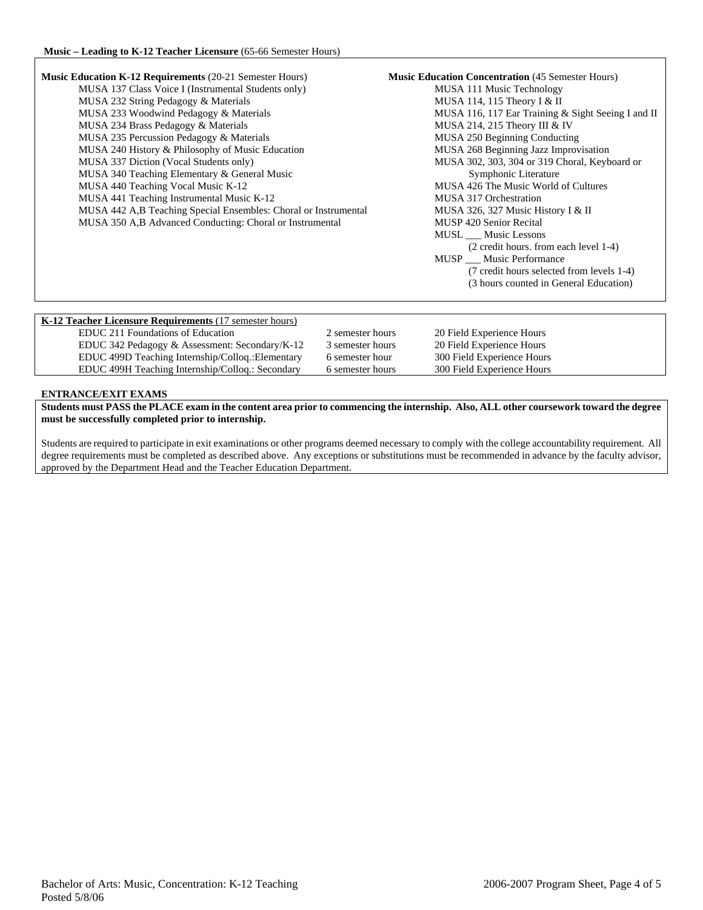**Music – Leading to K-12 Teacher Licensure** (65-66 Semester Hours)

**Music Education K-12 Requirements** (20-21 Semester Hours)

- MUSA 137 Class Voice I (Instrumental Students only)
- MUSA 232 String Pedagogy & Materials
- MUSA 233 Woodwind Pedagogy & Materials
- MUSA 234 Brass Pedagogy & Materials
- MUSA 235 Percussion Pedagogy & Materials
- MUSA 240 History & Philosophy of Music Education
- MUSA 337 Diction (Vocal Students only)
- MUSA 340 Teaching Elementary & General Music
- MUSA 440 Teaching Vocal Music K-12
- MUSA 441 Teaching Instrumental Music K-12
- MUSA 442 A,B Teaching Special Ensembles: Choral or Instrumental
- MUSA 350 A,B Advanced Conducting: Choral or Instrumental

**Music Education Concentration** (45 Semester Hours)

- MUSA 111 Music Technology
- MUSA 114, 115 Theory I & II
- MUSA 116, 117 Ear Training & Sight Seeing I and II
- MUSA 214, 215 Theory III & IV
- MUSA 250 Beginning Conducting
- MUSA 268 Beginning Jazz Improvisation
- MUSA 302, 303, 304 or 319 Choral, Keyboard or Symphonic Literature
- MUSA 426 The Music World of Cultures
- MUSA 317 Orchestration
- MUSA 326, 327 Music History I & II
- MUSP 420 Senior Recital
- MUSL ___ Music Lessons
  (2 credit hours. from each level 1-4)
- MUSP ___ Music Performance
  (7 credit hours selected from levels 1-4)
  (3 hours counted in General Education)

| **K-12 Teacher Licensure Requirements** (17 semester hours) | | |
|---|---|---|
| EDUC 211 Foundations of Education | 2 semester hours | 20 Field Experience Hours |
| EDUC 342 Pedagogy & Assessment: Secondary/K-12 | 3 semester hours | 20 Field Experience Hours |
| EDUC 499D Teaching Internship/Colloq.:Elementary | 6 semester hour | 300 Field Experience Hours |
| EDUC 499H Teaching Internship/Colloq.: Secondary | 6 semester hours | 300 Field Experience Hours |

**ENTRANCE/EXIT EXAMS**

**Students must PASS the PLACE exam in the content area prior to commencing the internship. Also, ALL other coursework toward the degree must be successfully completed prior to internship.**

Students are required to participate in exit examinations or other programs deemed necessary to comply with the college accountability requirement. All degree requirements must be completed as described above. Any exceptions or substitutions must be recommended in advance by the faculty advisor, approved by the Department Head and the Teacher Education Department.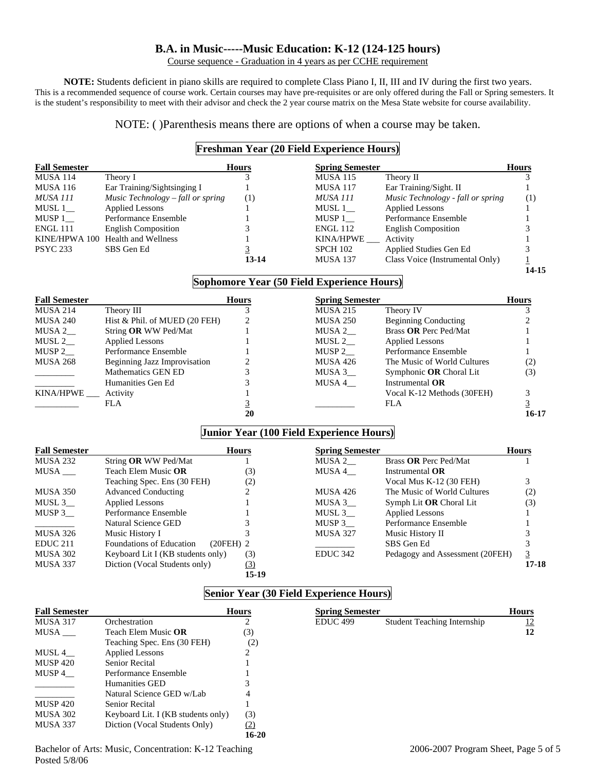# B.A. in Music-----Music Education: K-12 (124-125 hours)

Course sequence - Graduation in 4 years as per CCHE requirement

**NOTE:** Students deficient in piano skills are required to complete Class Piano I, II, III and IV during the first two years. This is a recommended sequence of course work. Certain courses may have pre-requisites or are only offered during the Fall or Spring semesters. It is the student's responsibility to meet with their advisor and check the 2 year course matrix on the Mesa State website for course availability.

NOTE: ( )Parenthesis means there are options of when a course may be taken.

## Freshman Year (20 Field Experience Hours)

| Fall Semester | | Hours | Spring Semester | | Hours |
|---|---|---|---|---|---|
| MUSA 114 | Theory I | 3 | MUSA 115 | Theory II | 3 |
| MUSA 116 | Ear Training/Sightsinging I | 1 | MUSA 117 | Ear Training/Sight. II | 1 |
| *MUSA 111* | *Music Technology – fall or spring* | (1) | *MUSA 111* | *Music Technology - fall or spring* | (1) |
| MUSL 1__ | Applied Lessons | 1 | MUSL 1__ | Applied Lessons | 1 |
| MUSP 1__ | Performance Ensemble | 1 | MUSP 1__ | Performance Ensemble | 1 |
| ENGL 111 | English Composition | 3 | ENGL 112 | English Composition | 3 |
| KINE/HPWA 100 | Health and Wellness | 1 | KINA/HPWE ___ | Activity | 1 |
| PSYC 233 | SBS Gen Ed | 3 | SPCH 102 | Applied Studies Gen Ed | 3 |
| | | **13-14** | MUSA 137 | Class Voice (Instrumental Only) | 1 |
| | | | | | **14-15** |

## Sophomore Year (50 Field Experience Hours)

| Fall Semester | | Hours | Spring Semester | | Hours |
|---|---|---|---|---|---|
| MUSA 214 | Theory III | 3 | MUSA 215 | Theory IV | 3 |
| MUSA 240 | Hist & Phil. of MUED (20 FEH) | 2 | MUSA 250 | Beginning Conducting | 2 |
| MUSA 2__ | String **OR** WW Ped/Mat | 1 | MUSA 2__ | Brass **OR** Perc Ped/Mat | 1 |
| MUSL 2__ | Applied Lessons | 1 | MUSL 2__ | Applied Lessons | 1 |
| MUSP 2__ | Performance Ensemble | 1 | MUSP 2__ | Performance Ensemble | 1 |
| MUSA 268 | Beginning Jazz Improvisation | 2 | MUSA 426 | The Music of World Cultures | (2) |
| ________ | Mathematics GEN ED | 3 | MUSA 3__ | Symphonic **OR** Choral Lit | (3) |
| ________ | Humanities Gen Ed | 3 | MUSA 4__ | Instrumental **OR** | |
| KINA/HPWE ___ | Activity | 1 | | Vocal K-12 Methods (30FEH) | 3 |
| _________ | FLA | 3 | ________ | FLA | 3 |
| | | **20** | | | **16-17** |

## Junior Year (100 Field Experience Hours)

| Fall Semester | | Hours | Spring Semester | | Hours |
|---|---|---|---|---|---|
| MUSA 232 | String **OR** WW Ped/Mat | 1 | MUSA 2__ | Brass **OR** Perc Ped/Mat | 1 |
| MUSA ___ | Teach Elem Music **OR** | (3) | MUSA 4__ | Instrumental **OR** | |
| | Teaching Spec. Ens (30 FEH) | (2) | | Vocal Mus K-12 (30 FEH) | 3 |
| MUSA 350 | Advanced Conducting | 2 | MUSA 426 | The Music of World Cultures | (2) |
| MUSL 3__ | Applied Lessons | 1 | MUSA 3__ | Symph Lit **OR** Choral Lit | (3) |
| MUSP 3__ | Performance Ensemble | 1 | MUSL 3__ | Applied Lessons | 1 |
| ________ | Natural Science GED | 3 | MUSP 3__ | Performance Ensemble | 1 |
| MUSA 326 | Music History I | 3 | MUSA 327 | Music History II | 3 |
| EDUC 211 | Foundations of Education (20FEH) | 2 | ________ | SBS Gen Ed | 3 |
| MUSA 302 | Keyboard Lit I (KB students only) | (3) | EDUC 342 | Pedagogy and Assessment (20FEH) | 3 |
| MUSA 337 | Diction (Vocal Students only) | (3) | | | **17-18** |
| | | **15-19** | | | |

## Senior Year (30 Field Experience Hours)

| Fall Semester | | Hours | Spring Semester | | Hours |
|---|---|---|---|---|---|
| MUSA 317 | Orchestration | 2 | EDUC 499 | Student Teaching Internship | 12 |
| MUSA ___ | Teach Elem Music **OR** | (3) | | | **12** |
| | Teaching Spec. Ens (30 FEH) | (2) | | | |
| MUSL 4__ | Applied Lessons | 2 | | | |
| MUSP 420 | Senior Recital | 1 | | | |
| MUSP 4__ | Performance Ensemble | 1 | | | |
| ________ | Humanities GED | 3 | | | |
| ________ | Natural Science GED w/Lab | 4 | | | |
| MUSP 420 | Senior Recital | 1 | | | |
| MUSA 302 | Keyboard Lit. I (KB students only) | (3) | | | |
| MUSA 337 | Diction (Vocal Students Only) | (2) | | | |
| | | **16-20** | | | |

Bachelor of Arts: Music, Concentration: K-12 Teaching
Posted 5/8/06